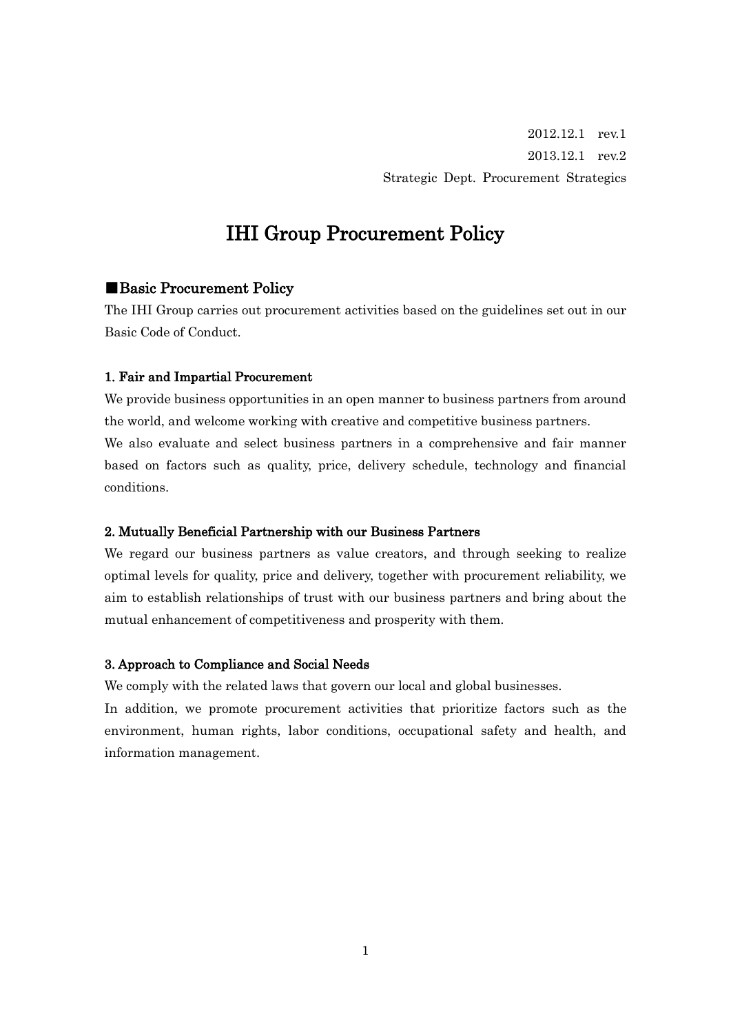2012.12.1　rev.1
2013.12.1　rev.2
Strategic Dept. Procurement Strategics

# IHI Group Procurement Policy

## ■Basic Procurement Policy

The IHI Group carries out procurement activities based on the guidelines set out in our Basic Code of Conduct.

### 1. Fair and Impartial Procurement

We provide business opportunities in an open manner to business partners from around the world, and welcome working with creative and competitive business partners.
We also evaluate and select business partners in a comprehensive and fair manner based on factors such as quality, price, delivery schedule, technology and financial conditions.

### 2. Mutually Beneficial Partnership with our Business Partners

We regard our business partners as value creators, and through seeking to realize optimal levels for quality, price and delivery, together with procurement reliability, we aim to establish relationships of trust with our business partners and bring about the mutual enhancement of competitiveness and prosperity with them.

### 3. Approach to Compliance and Social Needs

We comply with the related laws that govern our local and global businesses.
In addition, we promote procurement activities that prioritize factors such as the environment, human rights, labor conditions, occupational safety and health, and information management.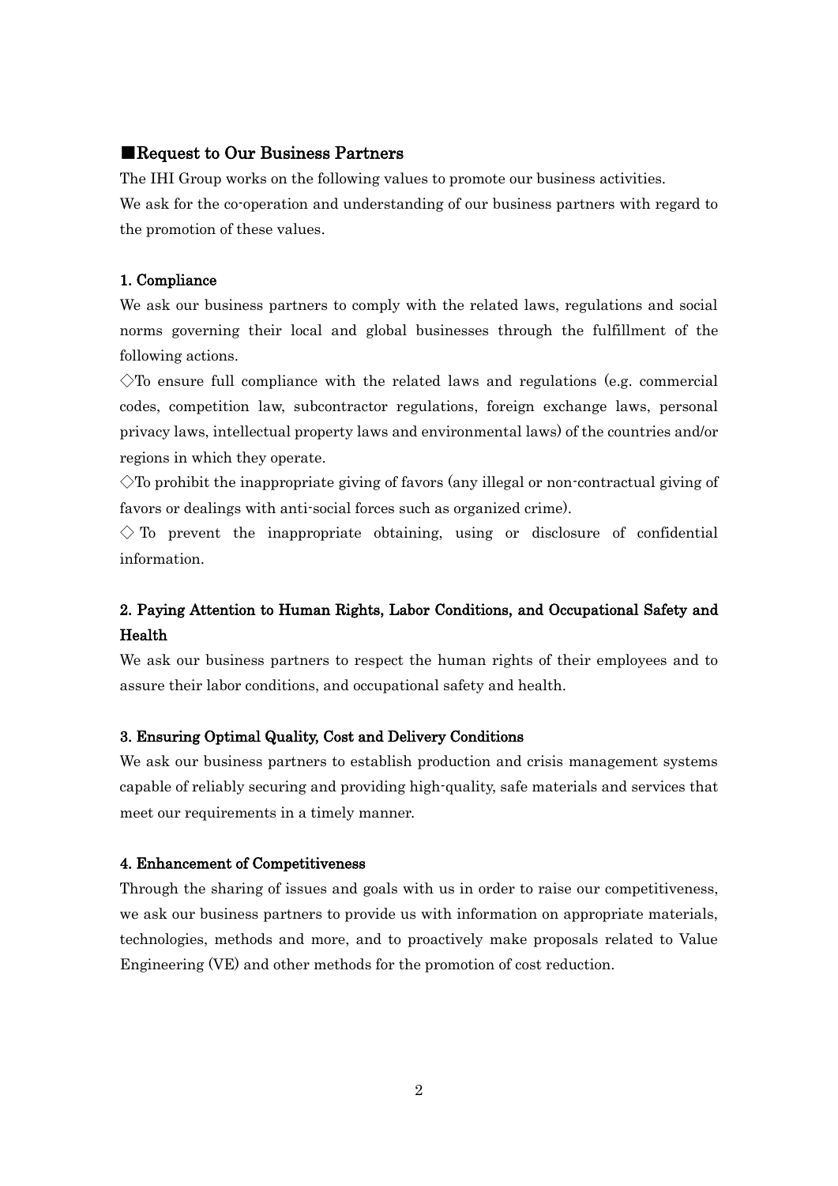## ■Request to Our Business Partners

The IHI Group works on the following values to promote our business activities.
We ask for the co-operation and understanding of our business partners with regard to the promotion of these values.

### 1. Compliance

We ask our business partners to comply with the related laws, regulations and social norms governing their local and global businesses through the fulfillment of the following actions.

◇To ensure full compliance with the related laws and regulations (e.g. commercial codes, competition law, subcontractor regulations, foreign exchange laws, personal privacy laws, intellectual property laws and environmental laws) of the countries and/or regions in which they operate.

◇To prohibit the inappropriate giving of favors (any illegal or non-contractual giving of favors or dealings with anti-social forces such as organized crime).

◇ To prevent the inappropriate obtaining, using or disclosure of confidential information.

### 2. Paying Attention to Human Rights, Labor Conditions, and Occupational Safety and Health

We ask our business partners to respect the human rights of their employees and to assure their labor conditions, and occupational safety and health.

### 3. Ensuring Optimal Quality, Cost and Delivery Conditions

We ask our business partners to establish production and crisis management systems capable of reliably securing and providing high-quality, safe materials and services that meet our requirements in a timely manner.

### 4. Enhancement of Competitiveness

Through the sharing of issues and goals with us in order to raise our competitiveness, we ask our business partners to provide us with information on appropriate materials, technologies, methods and more, and to proactively make proposals related to Value Engineering (VE) and other methods for the promotion of cost reduction.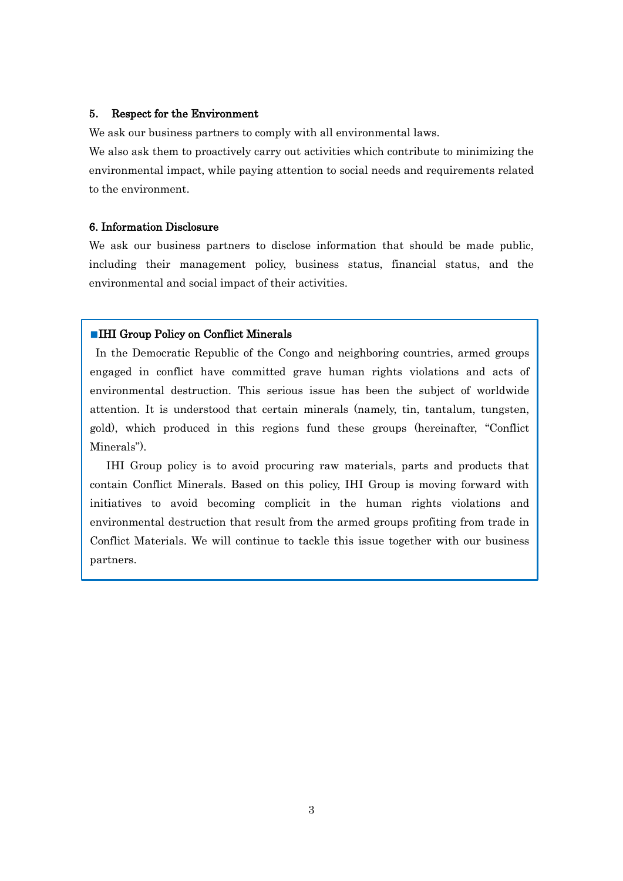### 5. Respect for the Environment

We ask our business partners to comply with all environmental laws.

We also ask them to proactively carry out activities which contribute to minimizing the environmental impact, while paying attention to social needs and requirements related to the environment.

### 6. Information Disclosure

We ask our business partners to disclose information that should be made public, including their management policy, business status, financial status, and the environmental and social impact of their activities.

### ■IHI Group Policy on Conflict Minerals

In the Democratic Republic of the Congo and neighboring countries, armed groups engaged in conflict have committed grave human rights violations and acts of environmental destruction. This serious issue has been the subject of worldwide attention. It is understood that certain minerals (namely, tin, tantalum, tungsten, gold), which produced in this regions fund these groups (hereinafter, "Conflict Minerals").

IHI Group policy is to avoid procuring raw materials, parts and products that contain Conflict Minerals. Based on this policy, IHI Group is moving forward with initiatives to avoid becoming complicit in the human rights violations and environmental destruction that result from the armed groups profiting from trade in Conflict Materials. We will continue to tackle this issue together with our business partners.